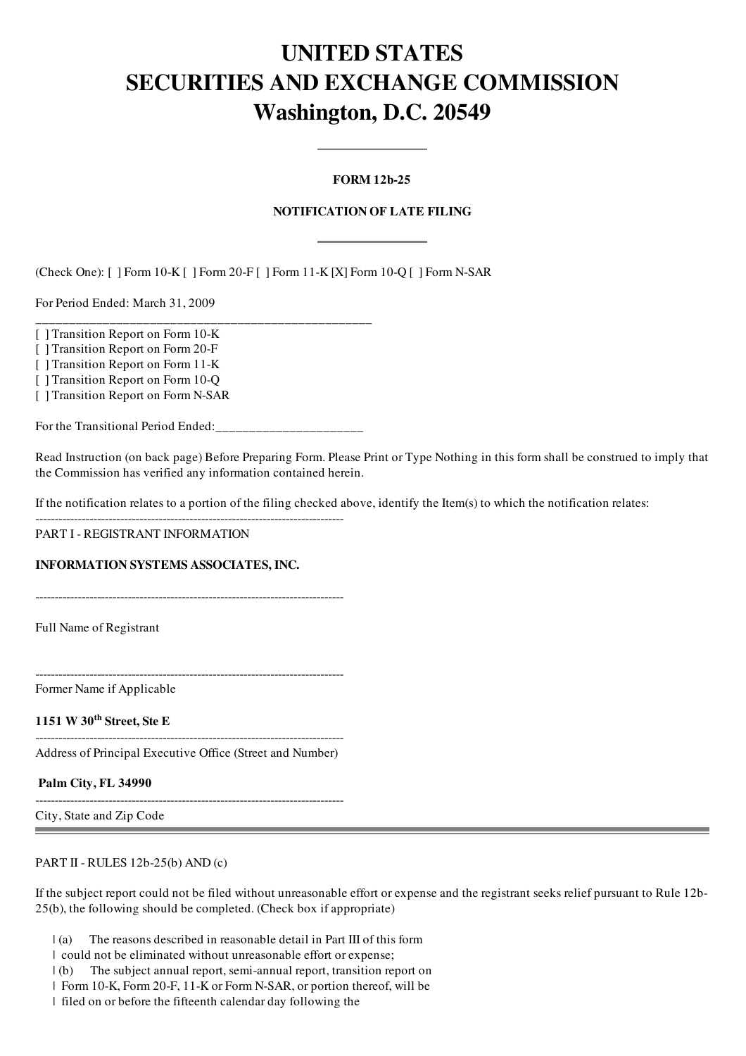# UNITED STATES
# SECURITIES AND EXCHANGE COMMISSION
# Washington, D.C. 20549

---

**FORM 12b-25**

**NOTIFICATION OF LATE FILING**

---

(Check One): [ ] Form 10-K [ ] Form 20-F [ ] Form 11-K [X] Form 10-Q [ ] Form N-SAR

For Period Ended: March 31, 2009

[ ] Transition Report on Form 10-K
[ ] Transition Report on Form 20-F
[ ] Transition Report on Form 11-K
[ ] Transition Report on Form 10-Q
[ ] Transition Report on Form N-SAR

For the Transitional Period Ended:______________________

Read Instruction (on back page) Before Preparing Form. Please Print or Type Nothing in this form shall be construed to imply that the Commission has verified any information contained herein.

If the notification relates to a portion of the filing checked above, identify the Item(s) to which the notification relates:

PART I - REGISTRANT INFORMATION

**INFORMATION SYSTEMS ASSOCIATES, INC.**

Full Name of Registrant

Former Name if Applicable

**1151 W 30th Street, Ste E**

Address of Principal Executive Office (Street and Number)

**Palm City, FL 34990**

City, State and Zip Code

---

PART II - RULES 12b-25(b) AND (c)

If the subject report could not be filed without unreasonable effort or expense and the registrant seeks relief pursuant to Rule 12b-25(b), the following should be completed. (Check box if appropriate)

| (a) The reasons described in reasonable detail in Part III of this form
| could not be eliminated without unreasonable effort or expense;
| (b) The subject annual report, semi-annual report, transition report on
| Form 10-K, Form 20-F, 11-K or Form N-SAR, or portion thereof, will be
| filed on or before the fifteenth calendar day following the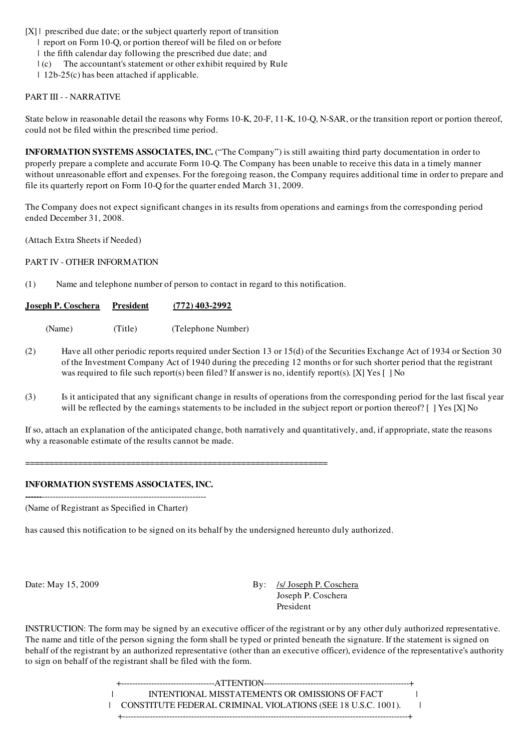[X] | prescribed due date; or the subject quarterly report of transition
| report on Form 10-Q, or portion thereof will be filed on or before
| the fifth calendar day following the prescribed due date; and
| (c) The accountant's statement or other exhibit required by Rule
| 12b-25(c) has been attached if applicable.

PART III - - NARRATIVE

State below in reasonable detail the reasons why Forms 10-K, 20-F, 11-K, 10-Q, N-SAR, or the transition report or portion thereof, could not be filed within the prescribed time period.

**INFORMATION SYSTEMS ASSOCIATES, INC.** ("The Company") is still awaiting third party documentation in order to properly prepare a complete and accurate Form 10-Q. The Company has been unable to receive this data in a timely manner without unreasonable effort and expenses. For the foregoing reason, the Company requires additional time in order to prepare and file its quarterly report on Form 10-Q for the quarter ended March 31, 2009.

The Company does not expect significant changes in its results from operations and earnings from the corresponding period ended December 31, 2008.

(Attach Extra Sheets if Needed)

PART IV - OTHER INFORMATION

(1) Name and telephone number of person to contact in regard to this notification.

| Joseph P. Coschera | President | (772) 403-2992 |
|---|---|---|
| (Name) | (Title) | (Telephone Number) |

(2) Have all other periodic reports required under Section 13 or 15(d) of the Securities Exchange Act of 1934 or Section 30 of the Investment Company Act of 1940 during the preceding 12 months or for such shorter period that the registrant was required to file such report(s) been filed? If answer is no, identify report(s). [X] Yes [ ] No

(3) Is it anticipated that any significant change in results of operations from the corresponding period for the last fiscal year will be reflected by the earnings statements to be included in the subject report or portion thereof? [ ] Yes [X] No

If so, attach an explanation of the anticipated change, both narratively and quantitatively, and, if appropriate, state the reasons why a reasonable estimate of the results cannot be made.

==============================================================

**INFORMATION SYSTEMS ASSOCIATES, INC.**

---

(Name of Registrant as Specified in Charter)

has caused this notification to be signed on its behalf by the undersigned hereunto duly authorized.

Date: May 15, 2009

By: /s/ Joseph P. Coschera
Joseph P. Coschera
President

INSTRUCTION: The form may be signed by an executive officer of the registrant or by any other duly authorized representative. The name and title of the person signing the form shall be typed or printed beneath the signature. If the statement is signed on behalf of the registrant by an authorized representative (other than an executive officer), evidence of the representative's authority to sign on behalf of the registrant shall be filed with the form.

ATTENTION

INTENTIONAL MISSTATEMENTS OR OMISSIONS OF FACT
CONSTITUTE FEDERAL CRIMINAL VIOLATIONS (SEE 18 U.S.C. 1001).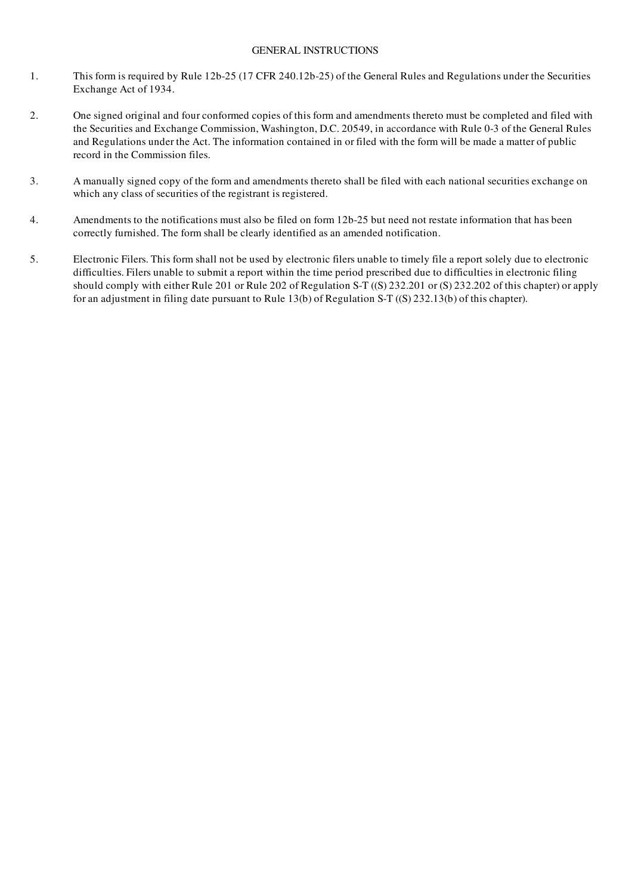## GENERAL INSTRUCTIONS

1. This form is required by Rule 12b-25 (17 CFR 240.12b-25) of the General Rules and Regulations under the Securities Exchange Act of 1934.

2. One signed original and four conformed copies of this form and amendments thereto must be completed and filed with the Securities and Exchange Commission, Washington, D.C. 20549, in accordance with Rule 0-3 of the General Rules and Regulations under the Act. The information contained in or filed with the form will be made a matter of public record in the Commission files.

3. A manually signed copy of the form and amendments thereto shall be filed with each national securities exchange on which any class of securities of the registrant is registered.

4. Amendments to the notifications must also be filed on form 12b-25 but need not restate information that has been correctly furnished. The form shall be clearly identified as an amended notification.

5. Electronic Filers. This form shall not be used by electronic filers unable to timely file a report solely due to electronic difficulties. Filers unable to submit a report within the time period prescribed due to difficulties in electronic filing should comply with either Rule 201 or Rule 202 of Regulation S-T ((S) 232.201 or (S) 232.202 of this chapter) or apply for an adjustment in filing date pursuant to Rule 13(b) of Regulation S-T ((S) 232.13(b) of this chapter).